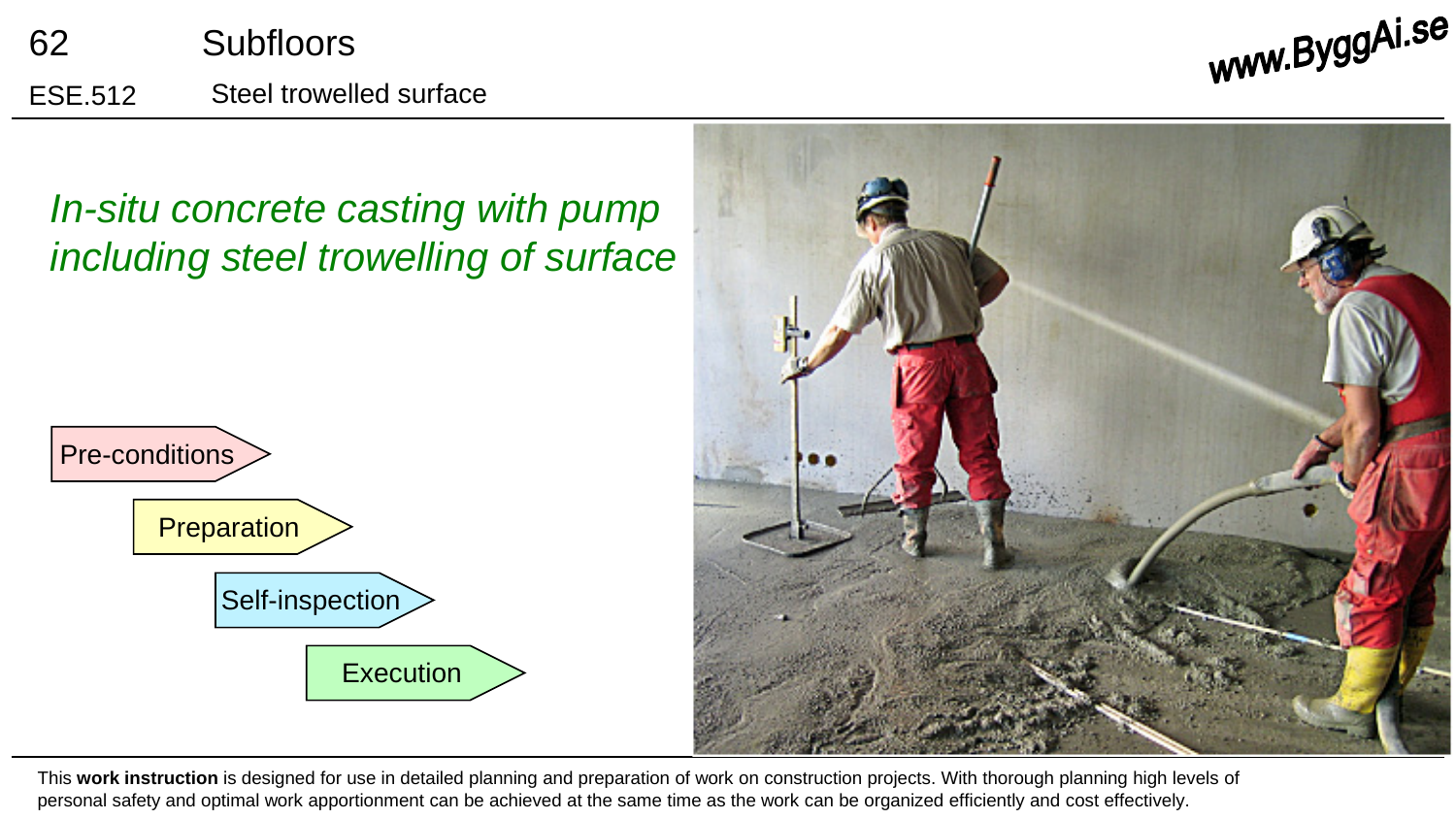# 62 Subfloors

## ESE.512 Steel trowelled surface

*In-situ concrete casting with pump including steel trowelling of surface*

- Pre-conditions
- Preparation
- Self-inspection
- Execution

This **work instruction** is designed for use in detailed planning and preparation of work on construction projects. With thorough planning high levels of personal safety and optimal work apportionment can be achieved at the same time as the work can be organized efficiently and cost effectively.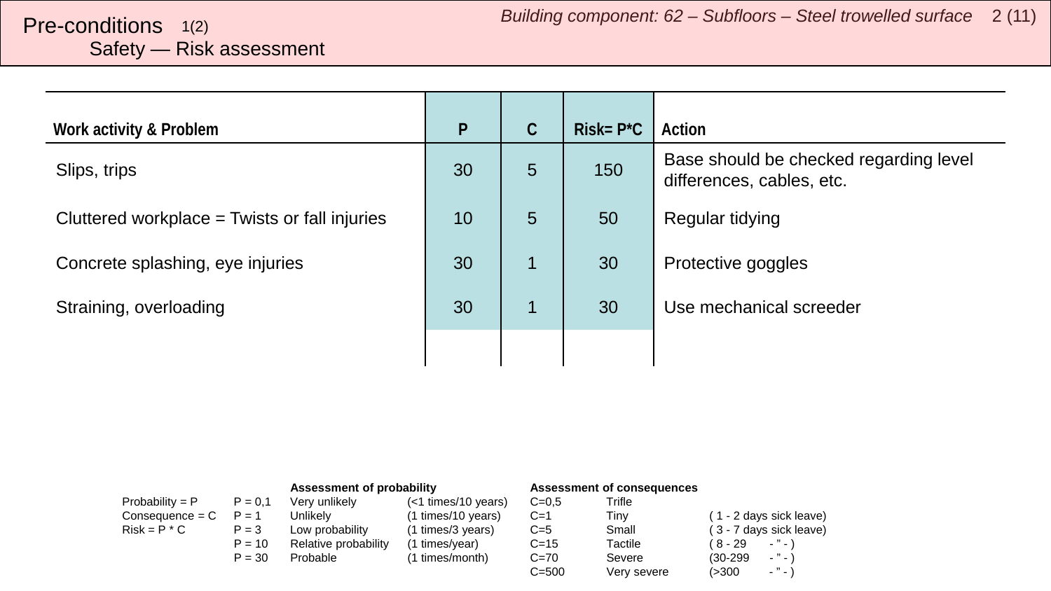# Pre-conditions 1(2)
## Safety — Risk assessment

| Work activity & Problem | P | C | Risk= P*C | Action |
| --- | --- | --- | --- | --- |
| Slips, trips | 30 | 5 | 150 | Base should be checked regarding level differences, cables, etc. |
| Cluttered workplace = Twists or fall injuries | 10 | 5 | 50 | Regular tidying |
| Concrete splashing, eye injuries | 30 | 1 | 30 | Protective goggles |
| Straining, overloading | 30 | 1 | 30 | Use mechanical screeder |
| | | | | |

| | | **Assessment of probability** | | **Assessment of consequences** | | |
| --- | --- | --- | --- | --- | --- | --- |
| Probability = P | P = 0,1 | Very unlikely | (<1 times/10 years) | C=0,5 | Trifle | |
| Consequence = C | P = 1 | Unlikely | (1 times/10 years) | C=1 | Tiny | ( 1 - 2 days sick leave) |
| Risk = P * C | P = 3 | Low probability | (1 times/3 years) | C=5 | Small | ( 3 - 7 days sick leave) |
| | P = 10 | Relative probability | (1 times/year) | C=15 | Tactile | ( 8 - 29 - ” - ) |
| | P = 30 | Probable | (1 times/month) | C=70 | Severe | (30-299 - ” - ) |
| | | | | C=500 | Very severe | (>300 - ” - ) |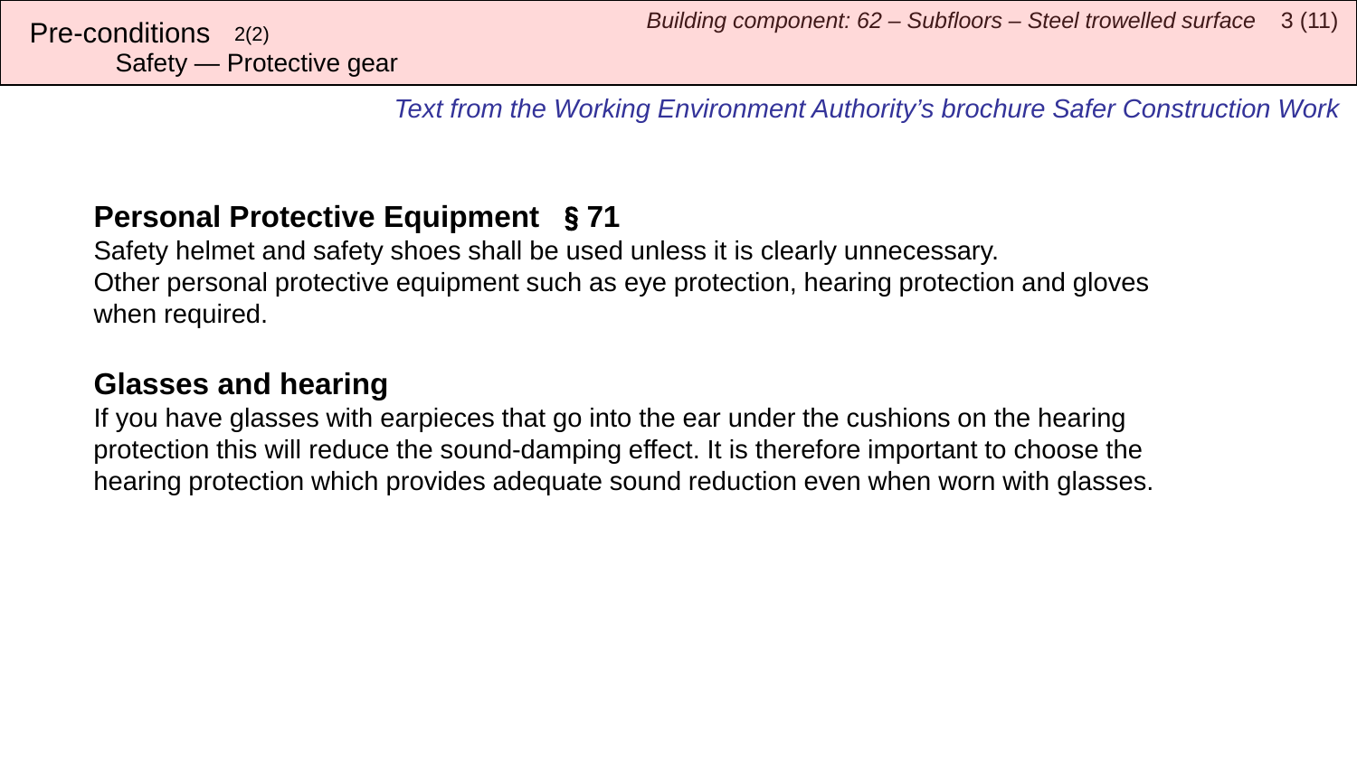Pre-conditions 2(2)
Safety — Protective gear

*Text from the Working Environment Authority's brochure Safer Construction Work*

## Personal Protective Equipment § 71

Safety helmet and safety shoes shall be used unless it is clearly unnecessary.
Other personal protective equipment such as eye protection, hearing protection and gloves when required.

## Glasses and hearing

If you have glasses with earpieces that go into the ear under the cushions on the hearing protection this will reduce the sound-damping effect. It is therefore important to choose the hearing protection which provides adequate sound reduction even when worn with glasses.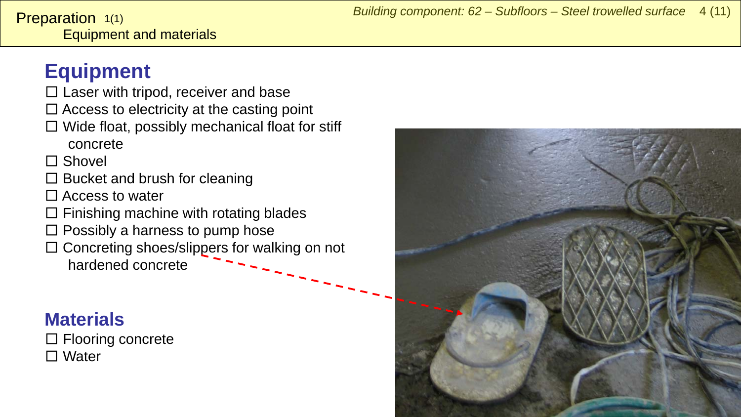Preparation 1(1)
Equipment and materials

## Equipment

- ☐ Laser with tripod, receiver and base
- ☐ Access to electricity at the casting point
- ☐ Wide float, possibly mechanical float for stiff concrete
- ☐ Shovel
- ☐ Bucket and brush for cleaning
- ☐ Access to water
- ☐ Finishing machine with rotating blades
- ☐ Possibly a harness to pump hose
- ☐ Concreting shoes/slippers for walking on not hardened concrete

## Materials

- ☐ Flooring concrete
- ☐ Water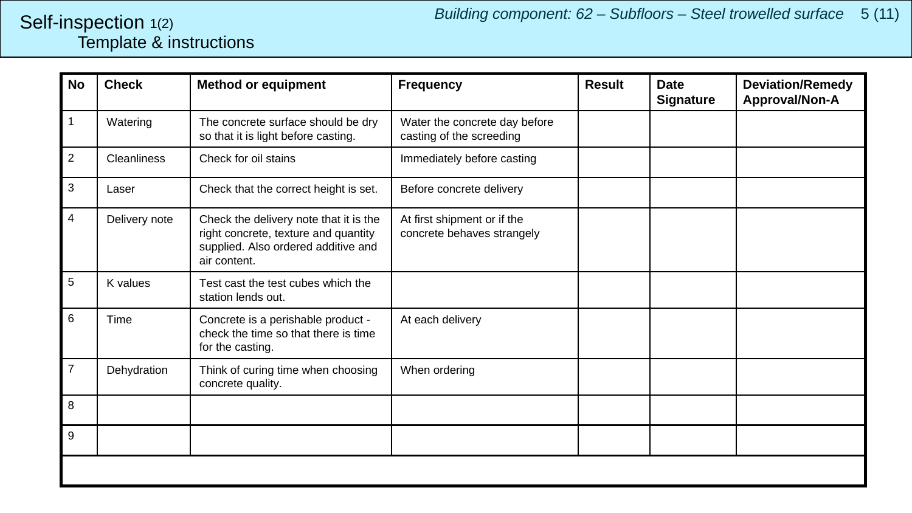# Self-inspection 1(2)
## Template & instructions

*Building component: 62 – Subfloors – Steel trowelled surface*

| No | Check | Method or equipment | Frequency | Result | Date Signature | Deviation/Remedy Approval/Non-A |
|---|---|---|---|---|---|---|
| 1 | Watering | The concrete surface should be dry so that it is light before casting. | Water the concrete day before casting of the screeding | | | |
| 2 | Cleanliness | Check for oil stains | Immediately before casting | | | |
| 3 | Laser | Check that the correct height is set. | Before concrete delivery | | | |
| 4 | Delivery note | Check the delivery note that it is the right concrete, texture and quantity supplied. Also ordered additive and air content. | At first shipment or if the concrete behaves strangely | | | |
| 5 | K values | Test cast the test cubes which the station lends out. | | | | |
| 6 | Time | Concrete is a perishable product - check the time so that there is time for the casting. | At each delivery | | | |
| 7 | Dehydration | Think of curing time when choosing concrete quality. | When ordering | | | |
| 8 | | | | | | |
| 9 | | | | | | |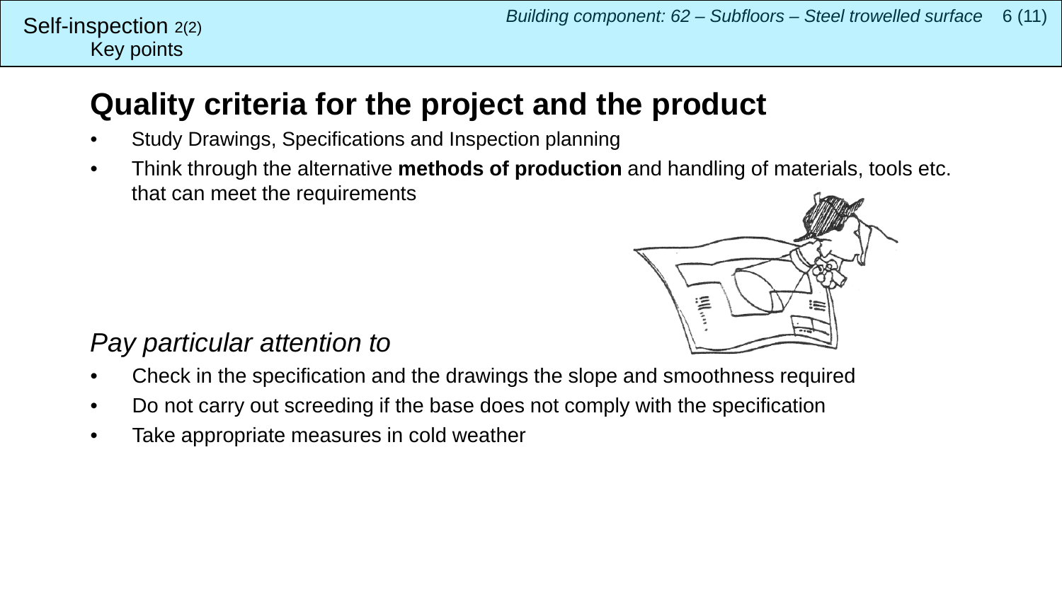Self-inspection 2(2)
Key points

# Quality criteria for the project and the product

- Study Drawings, Specifications and Inspection planning
- Think through the alternative **methods of production** and handling of materials, tools etc. that can meet the requirements

*Pay particular attention to*

- Check in the specification and the drawings the slope and smoothness required
- Do not carry out screeding if the base does not comply with the specification
- Take appropriate measures in cold weather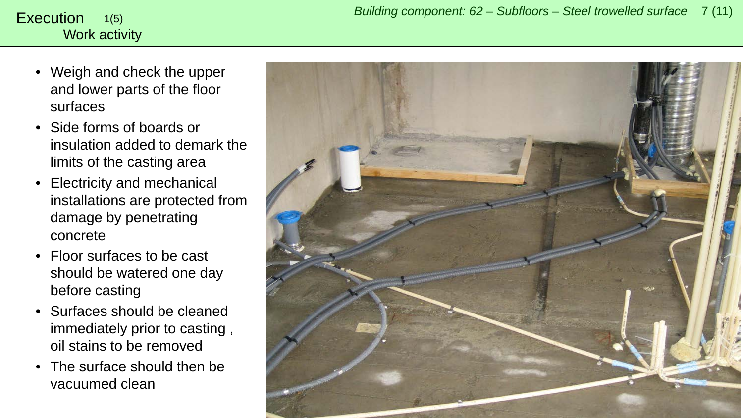# Execution 1(5)

## Work activity

- Weigh and check the upper and lower parts of the floor surfaces
- Side forms of boards or insulation added to demark the limits of the casting area
- Electricity and mechanical installations are protected from damage by penetrating concrete
- Floor surfaces to be cast should be watered one day before casting
- Surfaces should be cleaned immediately prior to casting , oil stains to be removed
- The surface should then be vacuumed clean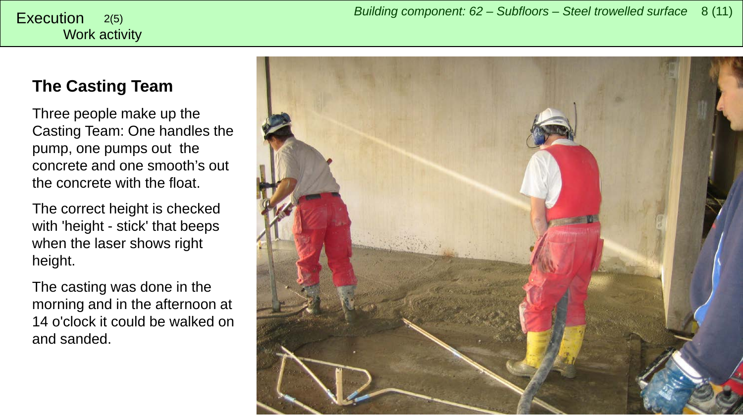Execution 2(5)
Work activity

*Building component: 62 – Subfloors – Steel trowelled surface*

## The Casting Team

Three people make up the Casting Team: One handles the pump, one pumps out the concrete and one smooth's out the concrete with the float.

The correct height is checked with 'height - stick' that beeps when the laser shows right height.

The casting was done in the morning and in the afternoon at 14 o'clock it could be walked on and sanded.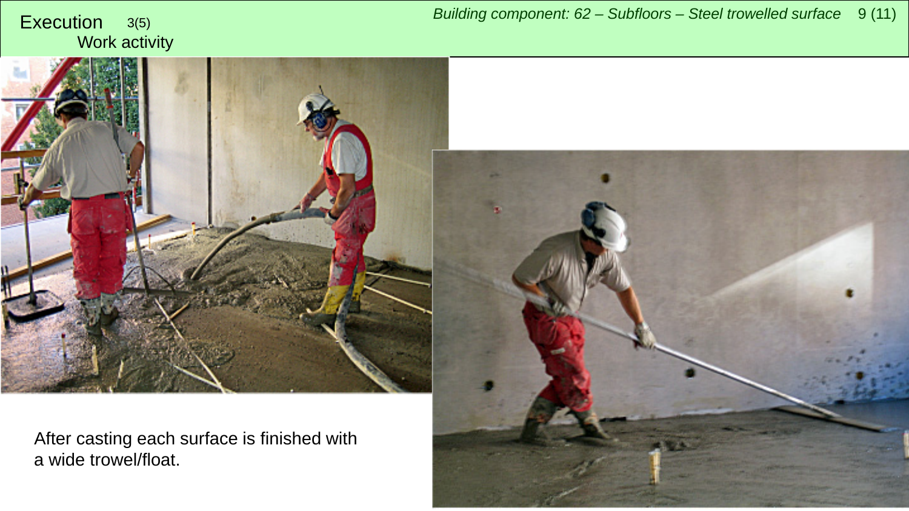# Execution 3(5)

## Work activity

After casting each surface is finished with a wide trowel/float.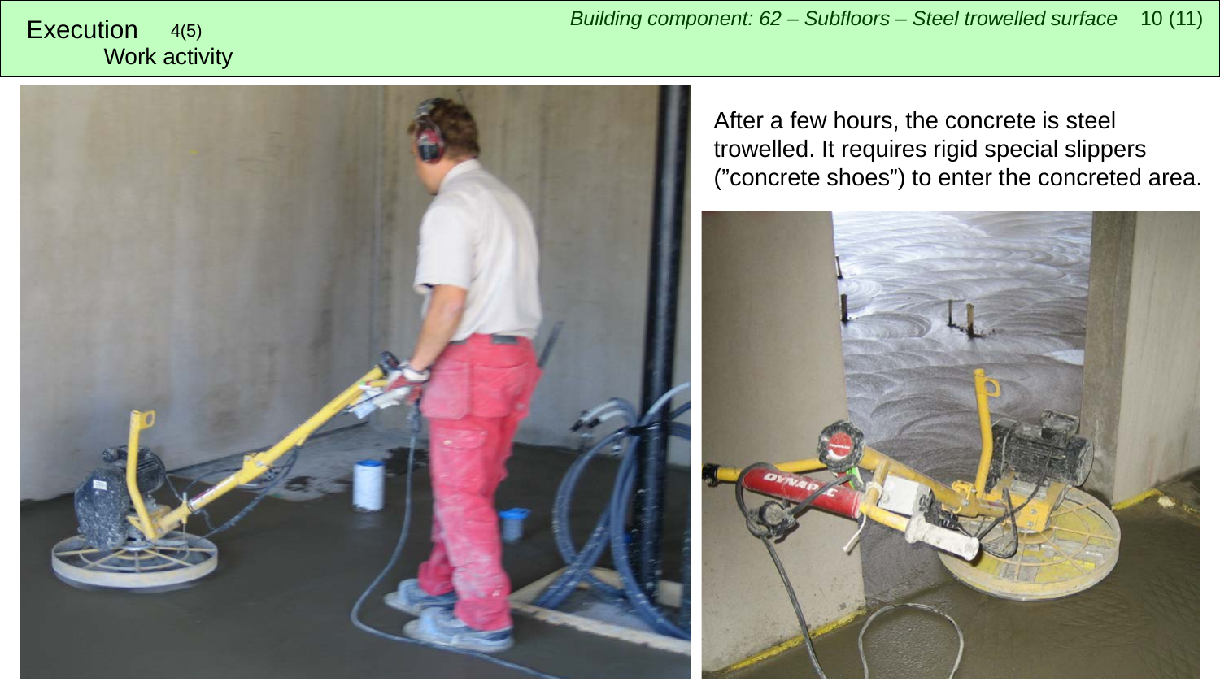# Execution 4(5)

## Work activity

*Building component: 62 – Subfloors – Steel trowelled surface*

After a few hours, the concrete is steel trowelled. It requires rigid special slippers ("concrete shoes") to enter the concreted area.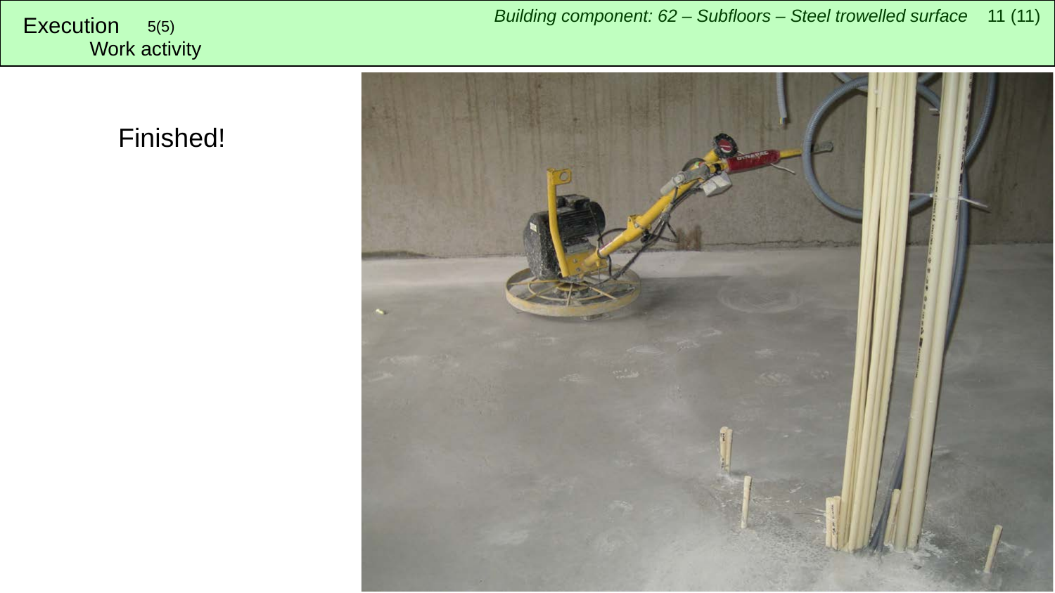Execution 5(5)
Work activity

*Building component: 62 – Subfloors – Steel trowelled surface*

Finished!